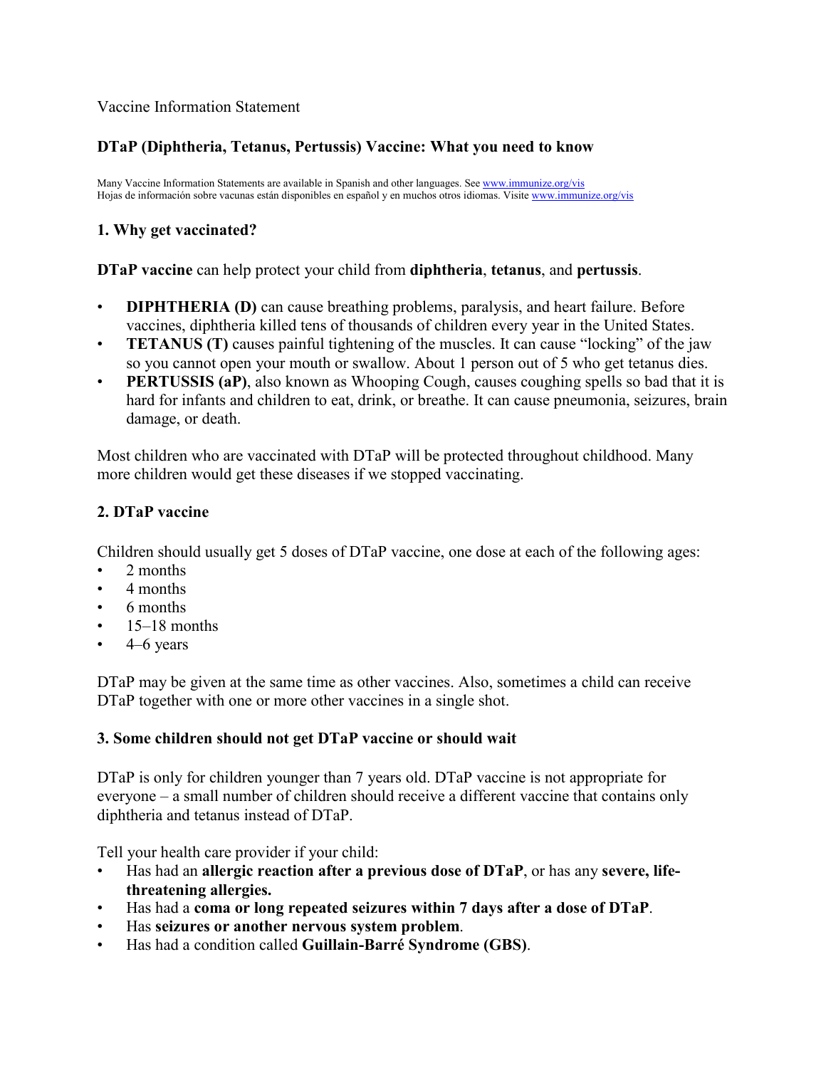Vaccine Information Statement

# DTaP (Diphtheria, Tetanus, Pertussis) Vaccine: What you need to know

Many Vaccine Information Statements are available in Spanish and other languages. See [www.immunize.org/vis](www.immunize.org/vis)
Hojas de información sobre vacunas están disponibles en español y en muchos otros idiomas. Visite [www.immunize.org/vis](www.immunize.org/vis)

## 1. Why get vaccinated?

**DTaP vaccine** can help protect your child from **diphtheria**, **tetanus**, and **pertussis**.

- **DIPHTHERIA (D)** can cause breathing problems, paralysis, and heart failure. Before vaccines, diphtheria killed tens of thousands of children every year in the United States.
- **TETANUS (T)** causes painful tightening of the muscles. It can cause "locking" of the jaw so you cannot open your mouth or swallow. About 1 person out of 5 who get tetanus dies.
- **PERTUSSIS (aP)**, also known as Whooping Cough, causes coughing spells so bad that it is hard for infants and children to eat, drink, or breathe. It can cause pneumonia, seizures, brain damage, or death.

Most children who are vaccinated with DTaP will be protected throughout childhood. Many more children would get these diseases if we stopped vaccinating.

## 2. DTaP vaccine

Children should usually get 5 doses of DTaP vaccine, one dose at each of the following ages:

- 2 months
- 4 months
- 6 months
- 15–18 months
- 4–6 years

DTaP may be given at the same time as other vaccines. Also, sometimes a child can receive DTaP together with one or more other vaccines in a single shot.

## 3. Some children should not get DTaP vaccine or should wait

DTaP is only for children younger than 7 years old. DTaP vaccine is not appropriate for everyone – a small number of children should receive a different vaccine that contains only diphtheria and tetanus instead of DTaP.

Tell your health care provider if your child:

- Has had an **allergic reaction after a previous dose of DTaP**, or has any **severe, life-threatening allergies.**
- Has had a **coma or long repeated seizures within 7 days after a dose of DTaP**.
- Has **seizures or another nervous system problem**.
- Has had a condition called **Guillain-Barré Syndrome (GBS)**.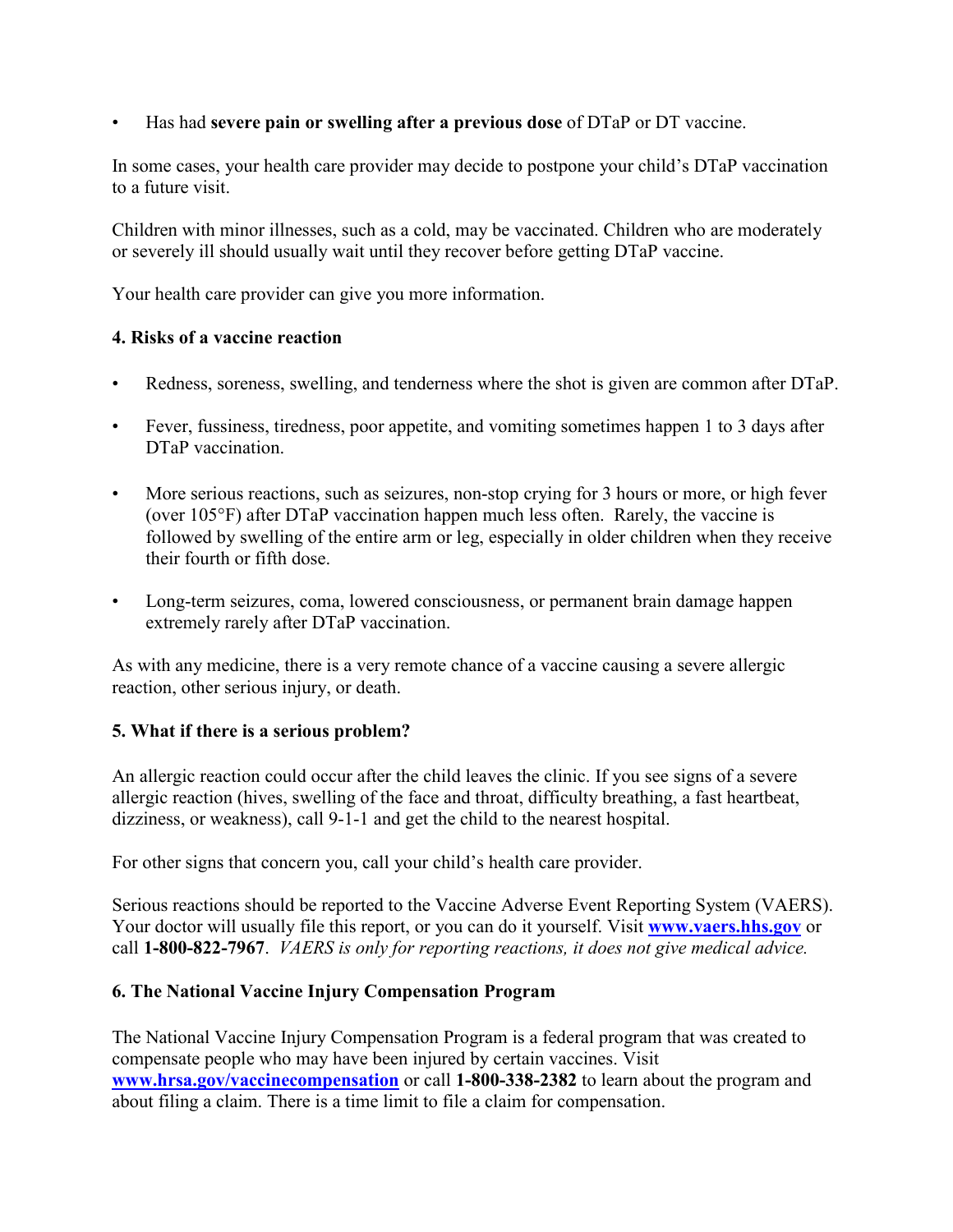- Has had **severe pain or swelling after a previous dose** of DTaP or DT vaccine.

In some cases, your health care provider may decide to postpone your child's DTaP vaccination to a future visit.

Children with minor illnesses, such as a cold, may be vaccinated. Children who are moderately or severely ill should usually wait until they recover before getting DTaP vaccine.

Your health care provider can give you more information.

### 4. Risks of a vaccine reaction

- Redness, soreness, swelling, and tenderness where the shot is given are common after DTaP.
- Fever, fussiness, tiredness, poor appetite, and vomiting sometimes happen 1 to 3 days after DTaP vaccination.
- More serious reactions, such as seizures, non-stop crying for 3 hours or more, or high fever (over 105°F) after DTaP vaccination happen much less often. Rarely, the vaccine is followed by swelling of the entire arm or leg, especially in older children when they receive their fourth or fifth dose.
- Long-term seizures, coma, lowered consciousness, or permanent brain damage happen extremely rarely after DTaP vaccination.

As with any medicine, there is a very remote chance of a vaccine causing a severe allergic reaction, other serious injury, or death.

### 5. What if there is a serious problem?

An allergic reaction could occur after the child leaves the clinic. If you see signs of a severe allergic reaction (hives, swelling of the face and throat, difficulty breathing, a fast heartbeat, dizziness, or weakness), call 9-1-1 and get the child to the nearest hospital.

For other signs that concern you, call your child's health care provider.

Serious reactions should be reported to the Vaccine Adverse Event Reporting System (VAERS). Your doctor will usually file this report, or you can do it yourself. Visit **www.vaers.hhs.gov** or call **1-800-822-7967**. *VAERS is only for reporting reactions, it does not give medical advice.*

### 6. The National Vaccine Injury Compensation Program

The National Vaccine Injury Compensation Program is a federal program that was created to compensate people who may have been injured by certain vaccines. Visit **www.hrsa.gov/vaccinecompensation** or call **1-800-338-2382** to learn about the program and about filing a claim. There is a time limit to file a claim for compensation.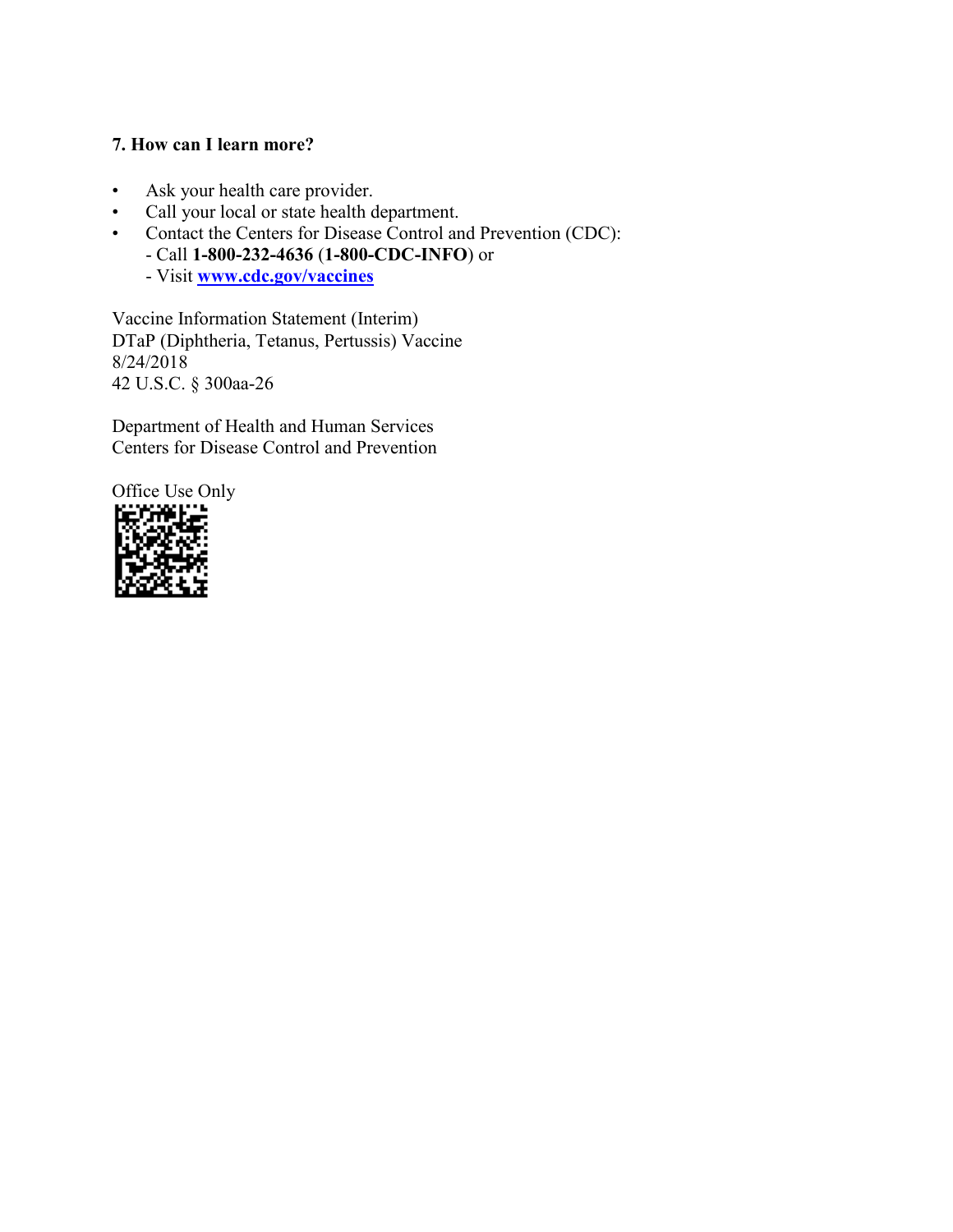### 7. How can I learn more?

- Ask your health care provider.
- Call your local or state health department.
- Contact the Centers for Disease Control and Prevention (CDC):
  - Call **1-800-232-4636** (**1-800-CDC-INFO**) or
  - Visit **[www.cdc.gov/vaccines](http://www.cdc.gov/vaccines)**

Vaccine Information Statement (Interim)
DTaP (Diphtheria, Tetanus, Pertussis) Vaccine
8/24/2018
42 U.S.C. § 300aa-26

Department of Health and Human Services
Centers for Disease Control and Prevention

Office Use Only